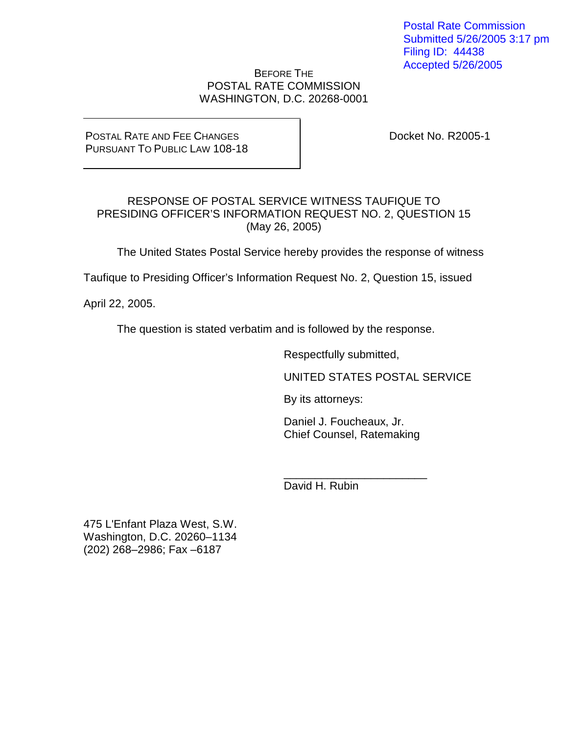Postal Rate Commission
Submitted 5/26/2005 3:17 pm
Filing ID: 44438
Accepted 5/26/2005

BEFORE THE
POSTAL RATE COMMISSION
WASHINGTON, D.C. 20268-0001

POSTAL RATE AND FEE CHANGES
PURSUANT TO PUBLIC LAW 108-18

Docket No. R2005-1

RESPONSE OF POSTAL SERVICE WITNESS TAUFIQUE TO
PRESIDING OFFICER'S INFORMATION REQUEST NO. 2, QUESTION 15
(May 26, 2005)

The United States Postal Service hereby provides the response of witness Taufique to Presiding Officer's Information Request No. 2, Question 15, issued April 22, 2005.

The question is stated verbatim and is followed by the response.

Respectfully submitted,

UNITED STATES POSTAL SERVICE

By its attorneys:

Daniel J. Foucheaux, Jr.
Chief Counsel, Ratemaking

______________________
David H. Rubin

475 L'Enfant Plaza West, S.W.
Washington, D.C. 20260–1134
(202) 268–2986; Fax –6187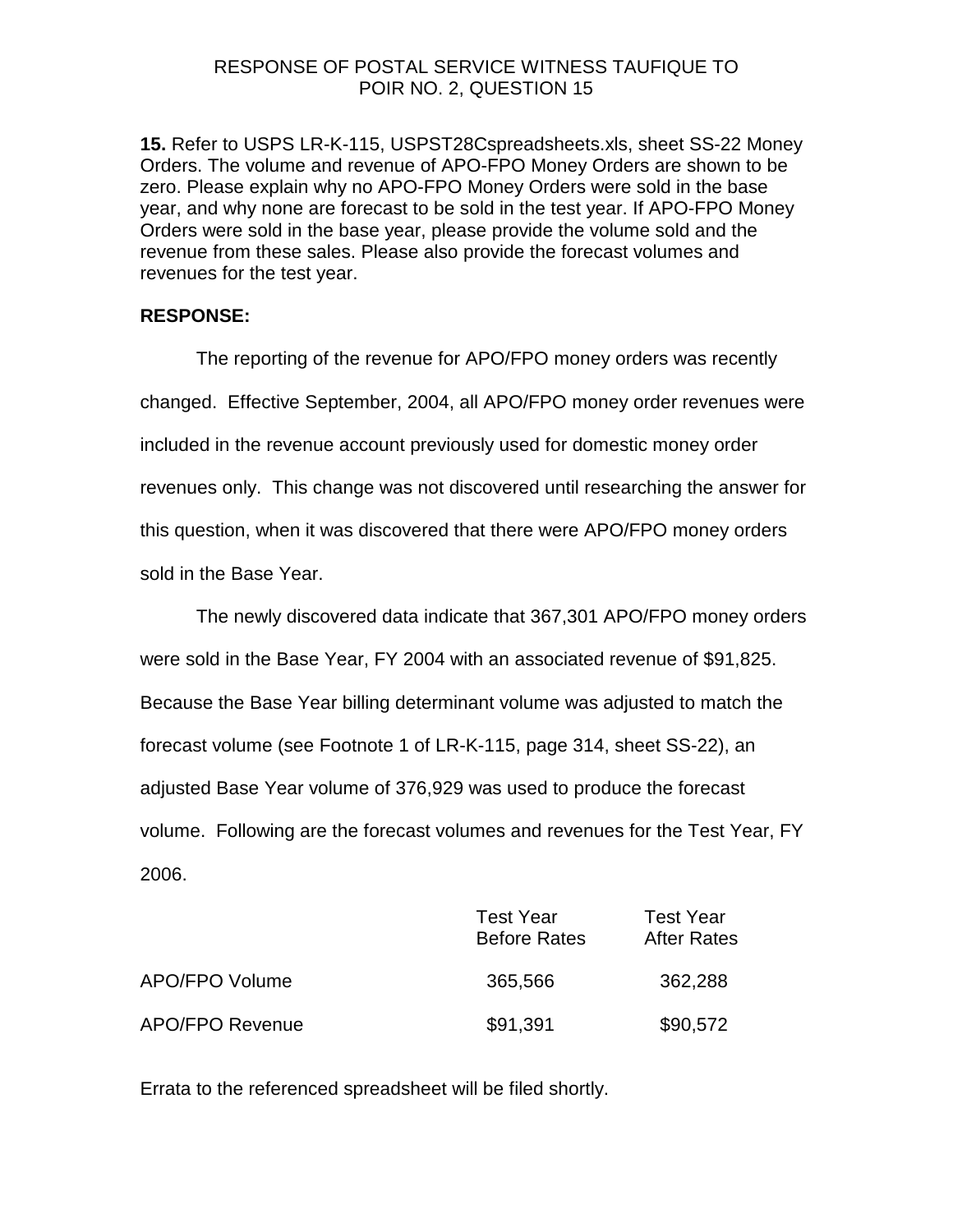RESPONSE OF POSTAL SERVICE WITNESS TAUFIQUE TO
POIR NO. 2, QUESTION 15

**15.** Refer to USPS LR-K-115, USPST28Cspreadsheets.xls, sheet SS-22 Money Orders. The volume and revenue of APO-FPO Money Orders are shown to be zero. Please explain why no APO-FPO Money Orders were sold in the base year, and why none are forecast to be sold in the test year. If APO-FPO Money Orders were sold in the base year, please provide the volume sold and the revenue from these sales. Please also provide the forecast volumes and revenues for the test year.

**RESPONSE:**

The reporting of the revenue for APO/FPO money orders was recently changed. Effective September, 2004, all APO/FPO money order revenues were included in the revenue account previously used for domestic money order revenues only. This change was not discovered until researching the answer for this question, when it was discovered that there were APO/FPO money orders sold in the Base Year.

The newly discovered data indicate that 367,301 APO/FPO money orders were sold in the Base Year, FY 2004 with an associated revenue of $91,825. Because the Base Year billing determinant volume was adjusted to match the forecast volume (see Footnote 1 of LR-K-115, page 314, sheet SS-22), an adjusted Base Year volume of 376,929 was used to produce the forecast volume. Following are the forecast volumes and revenues for the Test Year, FY 2006.

| | Test Year Before Rates | Test Year After Rates |
|---|---|---|
| APO/FPO Volume | 365,566 | 362,288 |
| APO/FPO Revenue | $91,391 | $90,572 |

Errata to the referenced spreadsheet will be filed shortly.